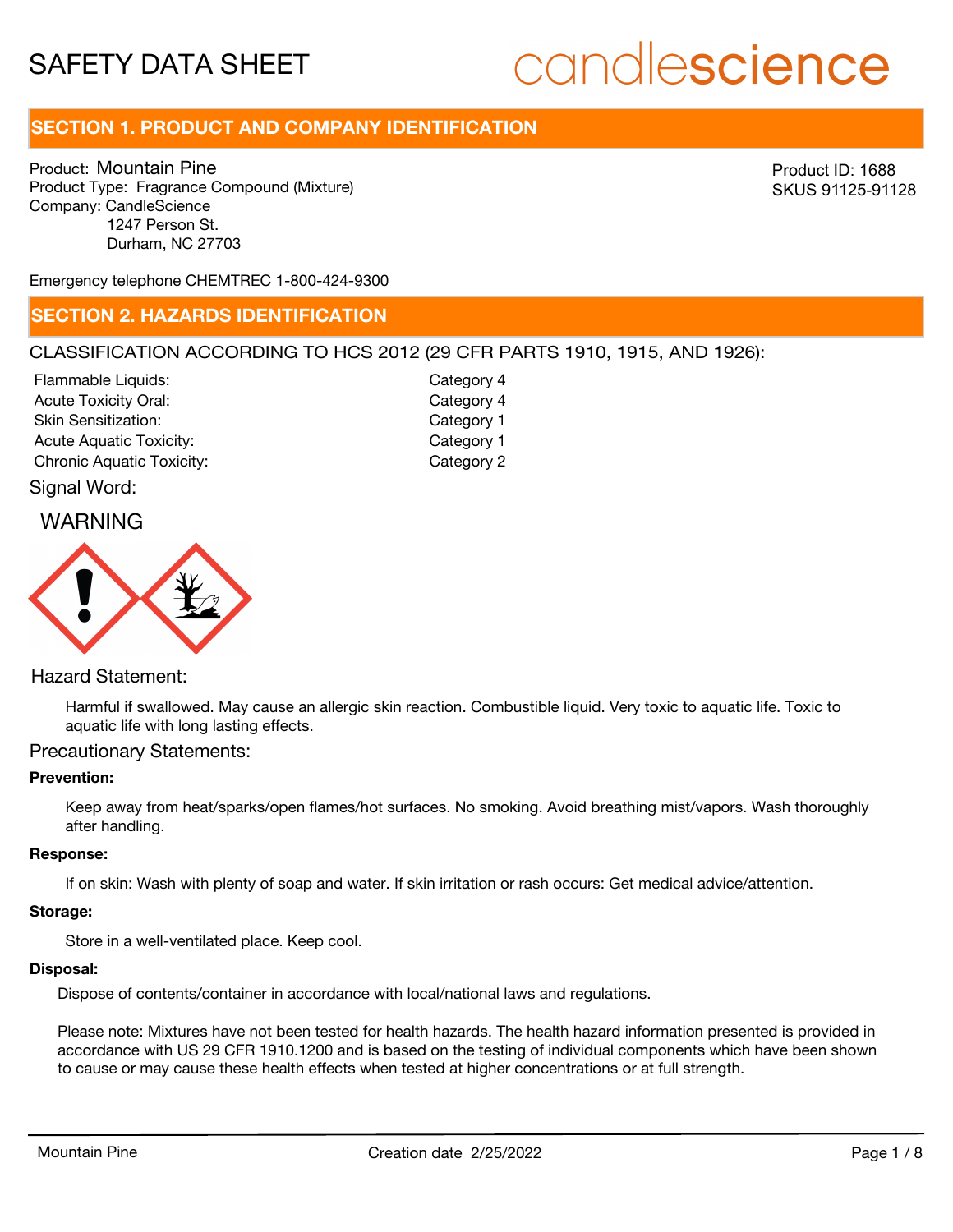# SAFETY DATA SHEET

candlescience

## SECTION 1. PRODUCT AND COMPANY IDENTIFICATION

Product: Mountain Pine
Product Type: Fragrance Compound (Mixture)
Company: CandleScience
1247 Person St.
Durham, NC 27703

Product ID: 1688
SKUS 91125-91128

Emergency telephone CHEMTREC 1-800-424-9300

## SECTION 2. HAZARDS IDENTIFICATION

CLASSIFICATION ACCORDING TO HCS 2012 (29 CFR PARTS 1910, 1915, AND 1926):

| | |
|---|---|
| Flammable Liquids: | Category 4 |
| Acute Toxicity Oral: | Category 4 |
| Skin Sensitization: | Category 1 |
| Acute Aquatic Toxicity: | Category 1 |
| Chronic Aquatic Toxicity: | Category 2 |

Signal Word:

WARNING

Hazard Statement:

Harmful if swallowed. May cause an allergic skin reaction. Combustible liquid. Very toxic to aquatic life. Toxic to aquatic life with long lasting effects.

Precautionary Statements:

**Prevention:**

Keep away from heat/sparks/open flames/hot surfaces. No smoking. Avoid breathing mist/vapors. Wash thoroughly after handling.

**Response:**

If on skin: Wash with plenty of soap and water. If skin irritation or rash occurs: Get medical advice/attention.

**Storage:**

Store in a well-ventilated place. Keep cool.

**Disposal:**

Dispose of contents/container in accordance with local/national laws and regulations.

Please note: Mixtures have not been tested for health hazards. The health hazard information presented is provided in accordance with US 29 CFR 1910.1200 and is based on the testing of individual components which have been shown to cause or may cause these health effects when tested at higher concentrations or at full strength.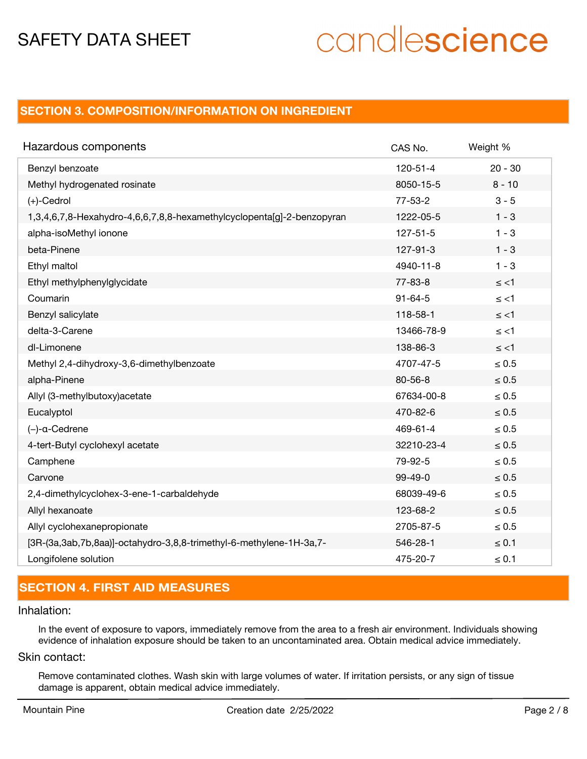## SECTION 3. COMPOSITION/INFORMATION ON INGREDIENT

| Hazardous components | CAS No. | Weight % |
|---|---|---|
| Benzyl benzoate | 120-51-4 | 20 - 30 |
| Methyl hydrogenated rosinate | 8050-15-5 | 8 - 10 |
| (+)-Cedrol | 77-53-2 | 3 - 5 |
| 1,3,4,6,7,8-Hexahydro-4,6,6,7,8,8-hexamethylcyclopenta[g]-2-benzopyran | 1222-05-5 | 1 - 3 |
| alpha-isoMethyl ionone | 127-51-5 | 1 - 3 |
| beta-Pinene | 127-91-3 | 1 - 3 |
| Ethyl maltol | 4940-11-8 | 1 - 3 |
| Ethyl methylphenylglycidate | 77-83-8 | ≤ <1 |
| Coumarin | 91-64-5 | ≤ <1 |
| Benzyl salicylate | 118-58-1 | ≤ <1 |
| delta-3-Carene | 13466-78-9 | ≤ <1 |
| dl-Limonene | 138-86-3 | ≤ <1 |
| Methyl 2,4-dihydroxy-3,6-dimethylbenzoate | 4707-47-5 | ≤ 0.5 |
| alpha-Pinene | 80-56-8 | ≤ 0.5 |
| Allyl (3-methylbutoxy)acetate | 67634-00-8 | ≤ 0.5 |
| Eucalyptol | 470-82-6 | ≤ 0.5 |
| (–)-α-Cedrene | 469-61-4 | ≤ 0.5 |
| 4-tert-Butyl cyclohexyl acetate | 32210-23-4 | ≤ 0.5 |
| Camphene | 79-92-5 | ≤ 0.5 |
| Carvone | 99-49-0 | ≤ 0.5 |
| 2,4-dimethylcyclohex-3-ene-1-carbaldehyde | 68039-49-6 | ≤ 0.5 |
| Allyl hexanoate | 123-68-2 | ≤ 0.5 |
| Allyl cyclohexanepropionate | 2705-87-5 | ≤ 0.5 |
| [3R-(3a,3ab,7b,8aa)]-octahydro-3,8,8-trimethyl-6-methylene-1H-3a,7- | 546-28-1 | ≤ 0.1 |
| Longifolene solution | 475-20-7 | ≤ 0.1 |

## SECTION 4. FIRST AID MEASURES

### Inhalation:

In the event of exposure to vapors, immediately remove from the area to a fresh air environment. Individuals showing evidence of inhalation exposure should be taken to an uncontaminated area. Obtain medical advice immediately.

### Skin contact:

Remove contaminated clothes. Wash skin with large volumes of water. If irritation persists, or any sign of tissue damage is apparent, obtain medical advice immediately.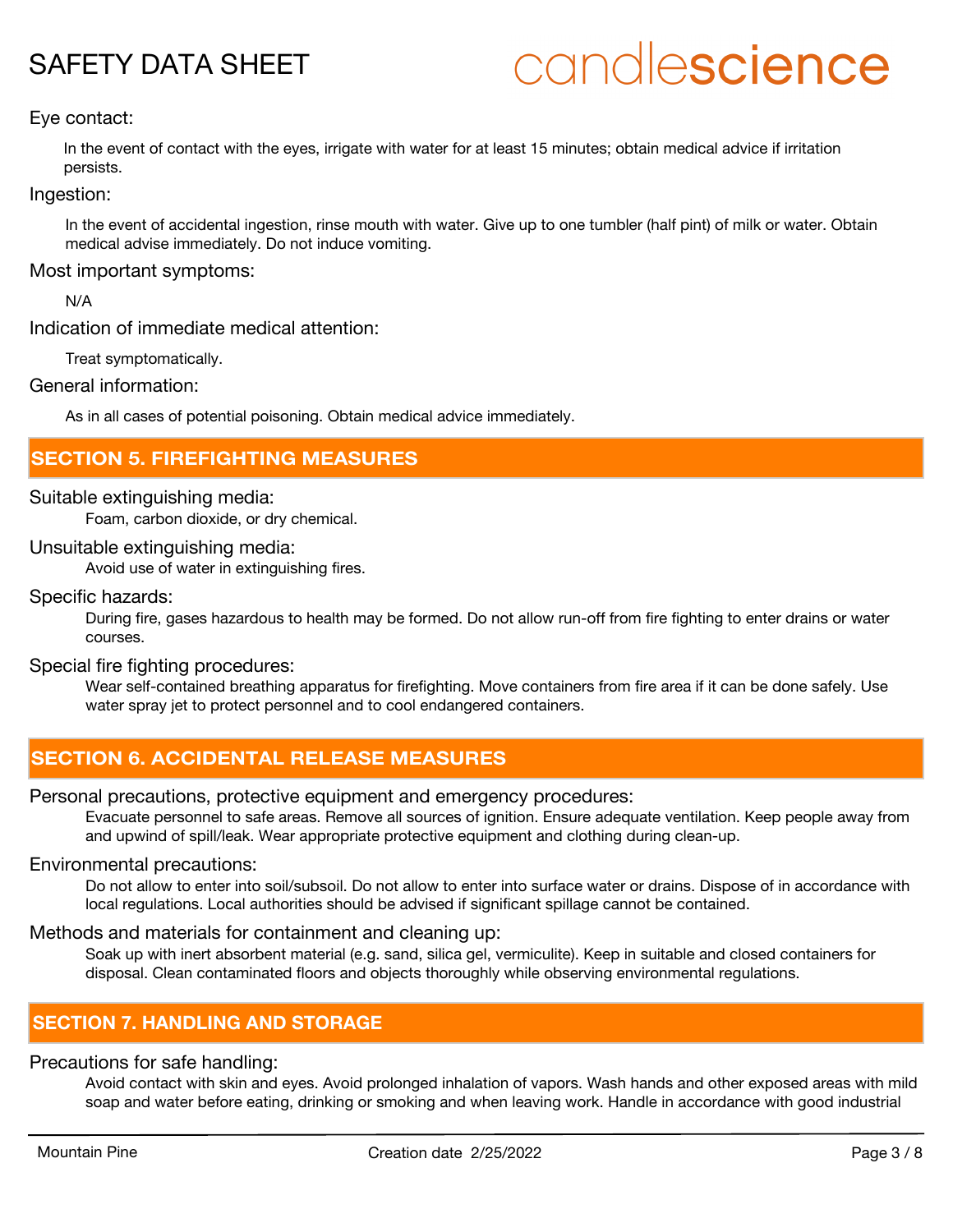Eye contact:

In the event of contact with the eyes, irrigate with water for at least 15 minutes; obtain medical advice if irritation persists.

Ingestion:

In the event of accidental ingestion, rinse mouth with water. Give up to one tumbler (half pint) of milk or water. Obtain medical advise immediately. Do not induce vomiting.

Most important symptoms:

N/A

Indication of immediate medical attention:

Treat symptomatically.

General information:

As in all cases of potential poisoning. Obtain medical advice immediately.

## SECTION 5. FIREFIGHTING MEASURES

Suitable extinguishing media:

Foam, carbon dioxide, or dry chemical.

Unsuitable extinguishing media:

Avoid use of water in extinguishing fires.

Specific hazards:

During fire, gases hazardous to health may be formed. Do not allow run-off from fire fighting to enter drains or water courses.

Special fire fighting procedures:

Wear self-contained breathing apparatus for firefighting. Move containers from fire area if it can be done safely. Use water spray jet to protect personnel and to cool endangered containers.

## SECTION 6. ACCIDENTAL RELEASE MEASURES

Personal precautions, protective equipment and emergency procedures:

Evacuate personnel to safe areas. Remove all sources of ignition. Ensure adequate ventilation. Keep people away from and upwind of spill/leak. Wear appropriate protective equipment and clothing during clean-up.

Environmental precautions:

Do not allow to enter into soil/subsoil. Do not allow to enter into surface water or drains. Dispose of in accordance with local regulations. Local authorities should be advised if significant spillage cannot be contained.

Methods and materials for containment and cleaning up:

Soak up with inert absorbent material (e.g. sand, silica gel, vermiculite). Keep in suitable and closed containers for disposal. Clean contaminated floors and objects thoroughly while observing environmental regulations.

## SECTION 7. HANDLING AND STORAGE

Precautions for safe handling:

Avoid contact with skin and eyes. Avoid prolonged inhalation of vapors. Wash hands and other exposed areas with mild soap and water before eating, drinking or smoking and when leaving work. Handle in accordance with good industrial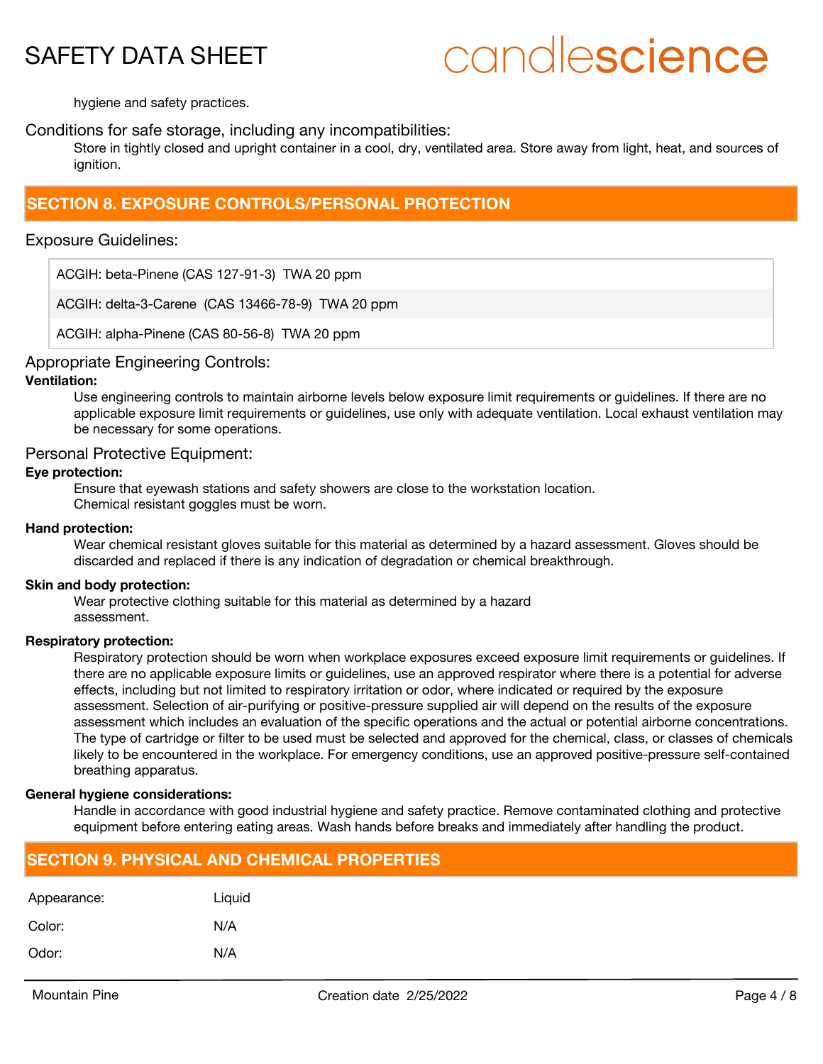hygiene and safety practices.

### Conditions for safe storage, including any incompatibilities:

Store in tightly closed and upright container in a cool, dry, ventilated area. Store away from light, heat, and sources of ignition.

## SECTION 8. EXPOSURE CONTROLS/PERSONAL PROTECTION

### Exposure Guidelines:

| |
|---|
| ACGIH: beta-Pinene (CAS 127-91-3) TWA 20 ppm |
| ACGIH: delta-3-Carene (CAS 13466-78-9) TWA 20 ppm |
| ACGIH: alpha-Pinene (CAS 80-56-8) TWA 20 ppm |

### Appropriate Engineering Controls:

**Ventilation:**

Use engineering controls to maintain airborne levels below exposure limit requirements or guidelines. If there are no applicable exposure limit requirements or guidelines, use only with adequate ventilation. Local exhaust ventilation may be necessary for some operations.

### Personal Protective Equipment:

**Eye protection:**

Ensure that eyewash stations and safety showers are close to the workstation location.
Chemical resistant goggles must be worn.

**Hand protection:**

Wear chemical resistant gloves suitable for this material as determined by a hazard assessment. Gloves should be discarded and replaced if there is any indication of degradation or chemical breakthrough.

**Skin and body protection:**

Wear protective clothing suitable for this material as determined by a hazard assessment.

**Respiratory protection:**

Respiratory protection should be worn when workplace exposures exceed exposure limit requirements or guidelines. If there are no applicable exposure limits or guidelines, use an approved respirator where there is a potential for adverse effects, including but not limited to respiratory irritation or odor, where indicated or required by the exposure assessment. Selection of air-purifying or positive-pressure supplied air will depend on the results of the exposure assessment which includes an evaluation of the specific operations and the actual or potential airborne concentrations. The type of cartridge or filter to be used must be selected and approved for the chemical, class, or classes of chemicals likely to be encountered in the workplace. For emergency conditions, use an approved positive-pressure self-contained breathing apparatus.

**General hygiene considerations:**

Handle in accordance with good industrial hygiene and safety practice. Remove contaminated clothing and protective equipment before entering eating areas. Wash hands before breaks and immediately after handling the product.

## SECTION 9. PHYSICAL AND CHEMICAL PROPERTIES

| | |
|---|---|
| Appearance: | Liquid |
| Color: | N/A |
| Odor: | N/A |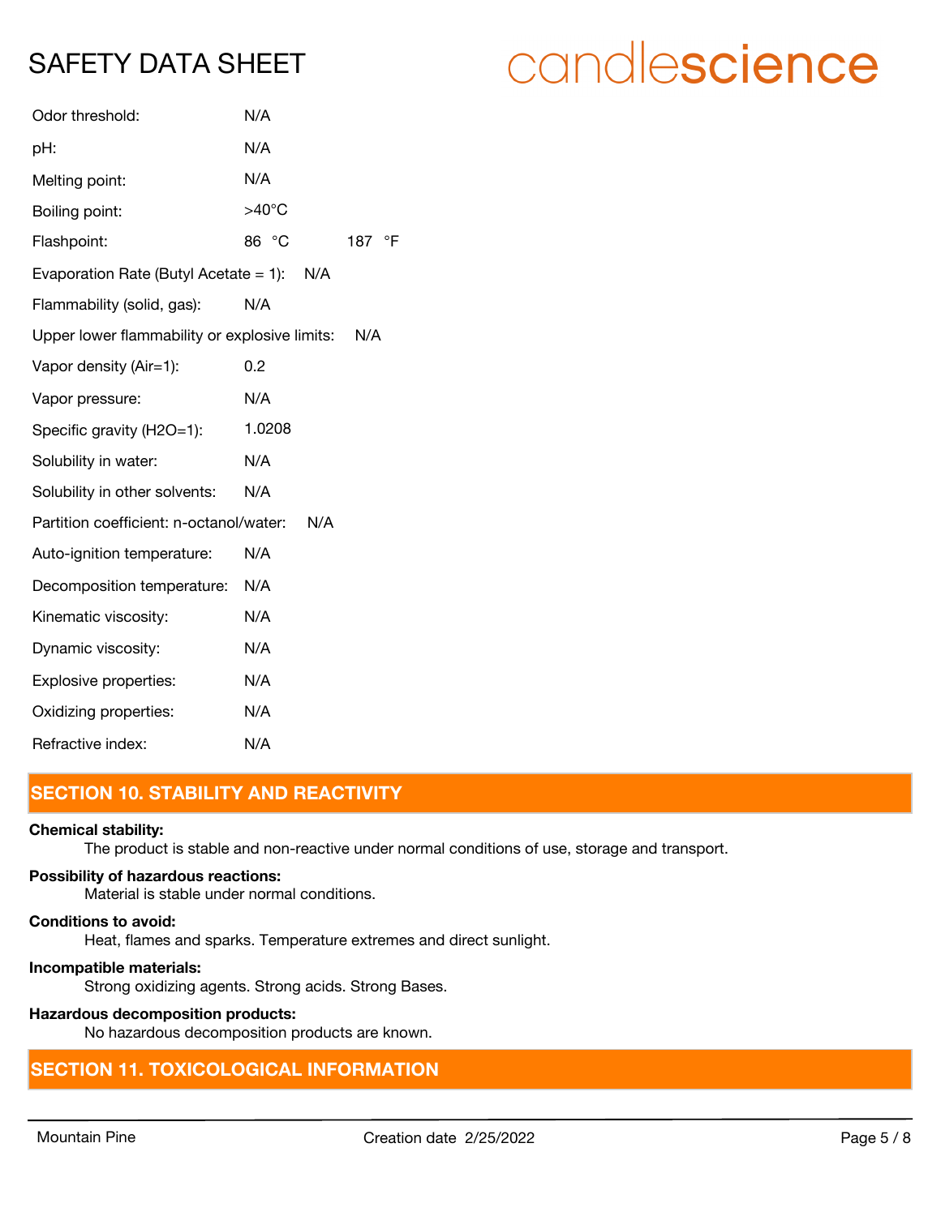| | |
|---|---|
| Odor threshold: | N/A |
| pH: | N/A |
| Melting point: | N/A |
| Boiling point: | >40°C |
| Flashpoint: | 86 °C 187 °F |
| Evaporation Rate (Butyl Acetate = 1): | N/A |
| Flammability (solid, gas): | N/A |
| Upper lower flammability or explosive limits: | N/A |
| Vapor density (Air=1): | 0.2 |
| Vapor pressure: | N/A |
| Specific gravity (H2O=1): | 1.0208 |
| Solubility in water: | N/A |
| Solubility in other solvents: | N/A |
| Partition coefficient: n-octanol/water: | N/A |
| Auto-ignition temperature: | N/A |
| Decomposition temperature: | N/A |
| Kinematic viscosity: | N/A |
| Dynamic viscosity: | N/A |
| Explosive properties: | N/A |
| Oxidizing properties: | N/A |
| Refractive index: | N/A |

## SECTION 10. STABILITY AND REACTIVITY

**Chemical stability:**

The product is stable and non-reactive under normal conditions of use, storage and transport.

**Possibility of hazardous reactions:**

Material is stable under normal conditions.

**Conditions to avoid:**

Heat, flames and sparks. Temperature extremes and direct sunlight.

**Incompatible materials:**

Strong oxidizing agents. Strong acids. Strong Bases.

**Hazardous decomposition products:**

No hazardous decomposition products are known.

## SECTION 11. TOXICOLOGICAL INFORMATION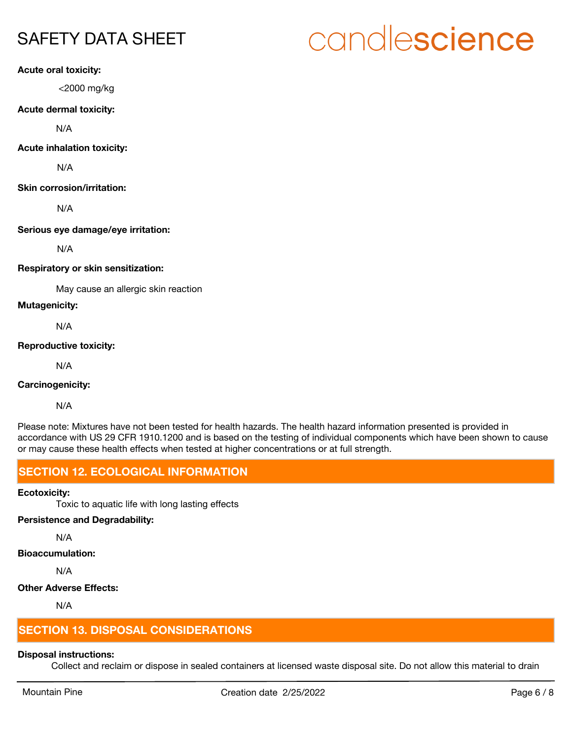**Acute oral toxicity:**

<2000 mg/kg

**Acute dermal toxicity:**

N/A

**Acute inhalation toxicity:**

N/A

**Skin corrosion/irritation:**

N/A

**Serious eye damage/eye irritation:**

N/A

**Respiratory or skin sensitization:**

May cause an allergic skin reaction

**Mutagenicity:**

N/A

**Reproductive toxicity:**

N/A

**Carcinogenicity:**

N/A

Please note: Mixtures have not been tested for health hazards. The health hazard information presented is provided in accordance with US 29 CFR 1910.1200 and is based on the testing of individual components which have been shown to cause or may cause these health effects when tested at higher concentrations or at full strength.

## SECTION 12. ECOLOGICAL INFORMATION

**Ecotoxicity:**

Toxic to aquatic life with long lasting effects

**Persistence and Degradability:**

N/A

**Bioaccumulation:**

N/A

**Other Adverse Effects:**

N/A

## SECTION 13. DISPOSAL CONSIDERATIONS

**Disposal instructions:**

Collect and reclaim or dispose in sealed containers at licensed waste disposal site. Do not allow this material to drain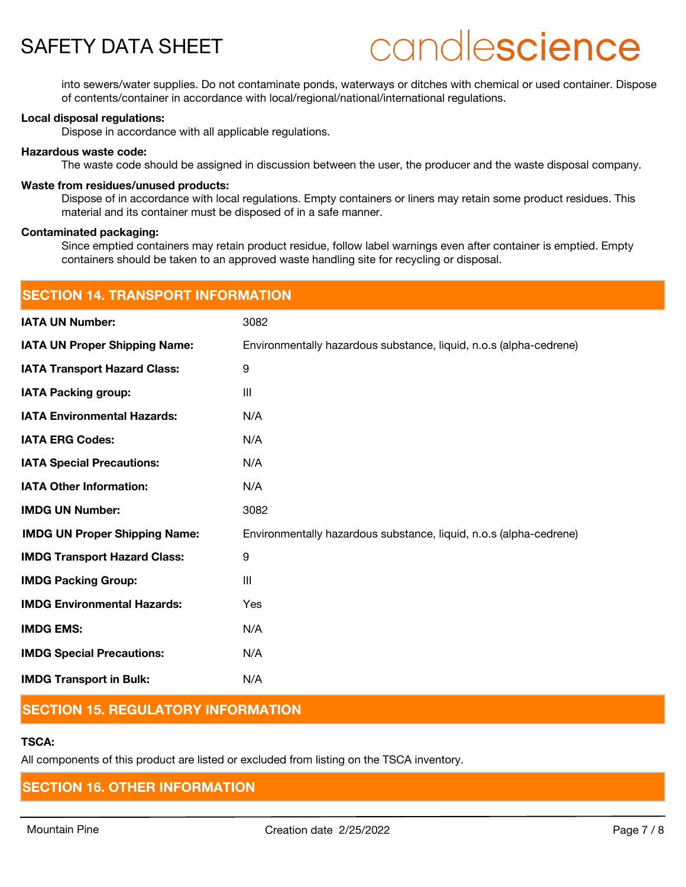into sewers/water supplies. Do not contaminate ponds, waterways or ditches with chemical or used container. Dispose of contents/container in accordance with local/regional/national/international regulations.

**Local disposal regulations:**

Dispose in accordance with all applicable regulations.

**Hazardous waste code:**

The waste code should be assigned in discussion between the user, the producer and the waste disposal company.

**Waste from residues/unused products:**

Dispose of in accordance with local regulations. Empty containers or liners may retain some product residues. This material and its container must be disposed of in a safe manner.

**Contaminated packaging:**

Since emptied containers may retain product residue, follow label warnings even after container is emptied. Empty containers should be taken to an approved waste handling site for recycling or disposal.

## SECTION 14. TRANSPORT INFORMATION

| | |
|---|---|
| **IATA UN Number:** | 3082 |
| **IATA UN Proper Shipping Name:** | Environmentally hazardous substance, liquid, n.o.s (alpha-cedrene) |
| **IATA Transport Hazard Class:** | 9 |
| **IATA Packing group:** | III |
| **IATA Environmental Hazards:** | N/A |
| **IATA ERG Codes:** | N/A |
| **IATA Special Precautions:** | N/A |
| **IATA Other Information:** | N/A |
| **IMDG UN Number:** | 3082 |
| **IMDG UN Proper Shipping Name:** | Environmentally hazardous substance, liquid, n.o.s (alpha-cedrene) |
| **IMDG Transport Hazard Class:** | 9 |
| **IMDG Packing Group:** | III |
| **IMDG Environmental Hazards:** | Yes |
| **IMDG EMS:** | N/A |
| **IMDG Special Precautions:** | N/A |
| **IMDG Transport in Bulk:** | N/A |

## SECTION 15. REGULATORY INFORMATION

**TSCA:**

All components of this product are listed or excluded from listing on the TSCA inventory.

## SECTION 16. OTHER INFORMATION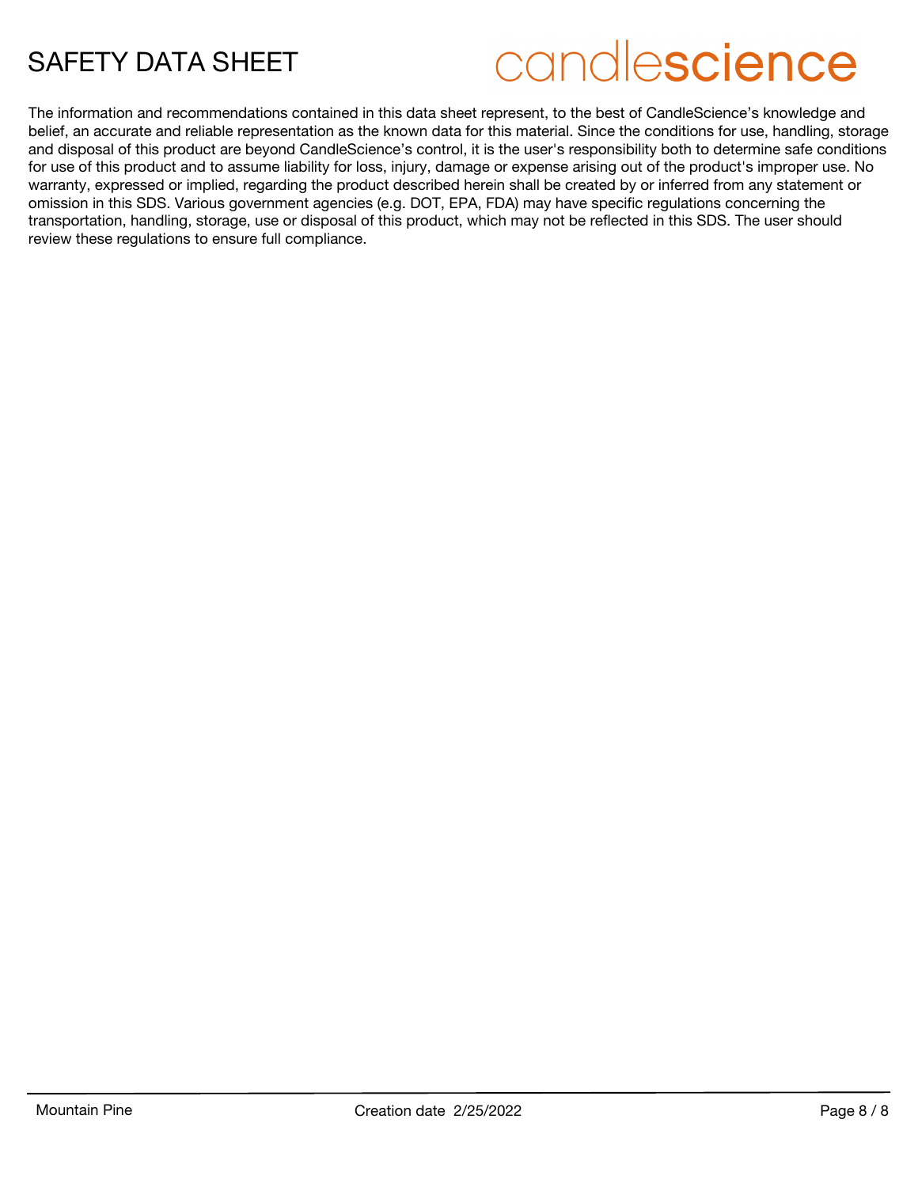The information and recommendations contained in this data sheet represent, to the best of CandleScience's knowledge and belief, an accurate and reliable representation as the known data for this material. Since the conditions for use, handling, storage and disposal of this product are beyond CandleScience's control, it is the user's responsibility both to determine safe conditions for use of this product and to assume liability for loss, injury, damage or expense arising out of the product's improper use. No warranty, expressed or implied, regarding the product described herein shall be created by or inferred from any statement or omission in this SDS. Various government agencies (e.g. DOT, EPA, FDA) may have specific regulations concerning the transportation, handling, storage, use or disposal of this product, which may not be reflected in this SDS. The user should review these regulations to ensure full compliance.